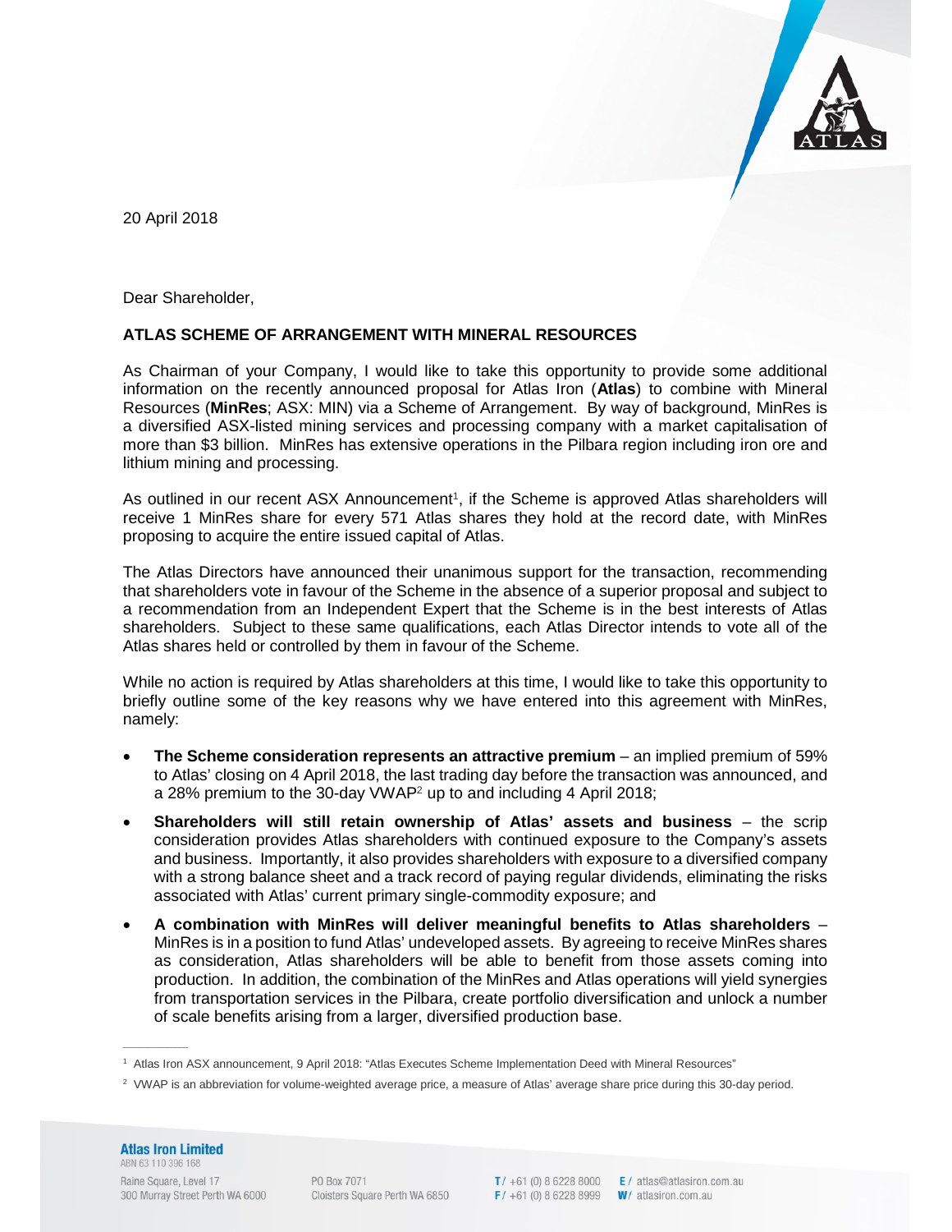20 April 2018

Dear Shareholder,

**ATLAS SCHEME OF ARRANGEMENT WITH MINERAL RESOURCES**

As Chairman of your Company, I would like to take this opportunity to provide some additional information on the recently announced proposal for Atlas Iron (**Atlas**) to combine with Mineral Resources (**MinRes**; ASX: MIN) via a Scheme of Arrangement. By way of background, MinRes is a diversified ASX-listed mining services and processing company with a market capitalisation of more than $3 billion. MinRes has extensive operations in the Pilbara region including iron ore and lithium mining and processing.

As outlined in our recent ASX Announcement[1], if the Scheme is approved Atlas shareholders will receive 1 MinRes share for every 571 Atlas shares they hold at the record date, with MinRes proposing to acquire the entire issued capital of Atlas.

The Atlas Directors have announced their unanimous support for the transaction, recommending that shareholders vote in favour of the Scheme in the absence of a superior proposal and subject to a recommendation from an Independent Expert that the Scheme is in the best interests of Atlas shareholders. Subject to these same qualifications, each Atlas Director intends to vote all of the Atlas shares held or controlled by them in favour of the Scheme.

While no action is required by Atlas shareholders at this time, I would like to take this opportunity to briefly outline some of the key reasons why we have entered into this agreement with MinRes, namely:

- **The Scheme consideration represents an attractive premium** – an implied premium of 59% to Atlas' closing on 4 April 2018, the last trading day before the transaction was announced, and a 28% premium to the 30-day VWAP[2] up to and including 4 April 2018;
- **Shareholders will still retain ownership of Atlas' assets and business** – the scrip consideration provides Atlas shareholders with continued exposure to the Company's assets and business. Importantly, it also provides shareholders with exposure to a diversified company with a strong balance sheet and a track record of paying regular dividends, eliminating the risks associated with Atlas' current primary single-commodity exposure; and
- **A combination with MinRes will deliver meaningful benefits to Atlas shareholders** – MinRes is in a position to fund Atlas' undeveloped assets. By agreeing to receive MinRes shares as consideration, Atlas shareholders will be able to benefit from those assets coming into production. In addition, the combination of the MinRes and Atlas operations will yield synergies from transportation services in the Pilbara, create portfolio diversification and unlock a number of scale benefits arising from a larger, diversified production base.

---

[1] Atlas Iron ASX announcement, 9 April 2018: "Atlas Executes Scheme Implementation Deed with Mineral Resources"

[2] VWAP is an abbreviation for volume-weighted average price, a measure of Atlas' average share price during this 30-day period.

**Atlas Iron Limited**
ABN 63 110 396 168
Raine Square, Level 17
300 Murray Street Perth WA 6000

PO Box 7071
Cloisters Square Perth WA 6850

T / +61 (0) 8 6228 8000
F / +61 (0) 8 6228 8999

E / atlas@atlasiron.com.au
W / atlasiron.com.au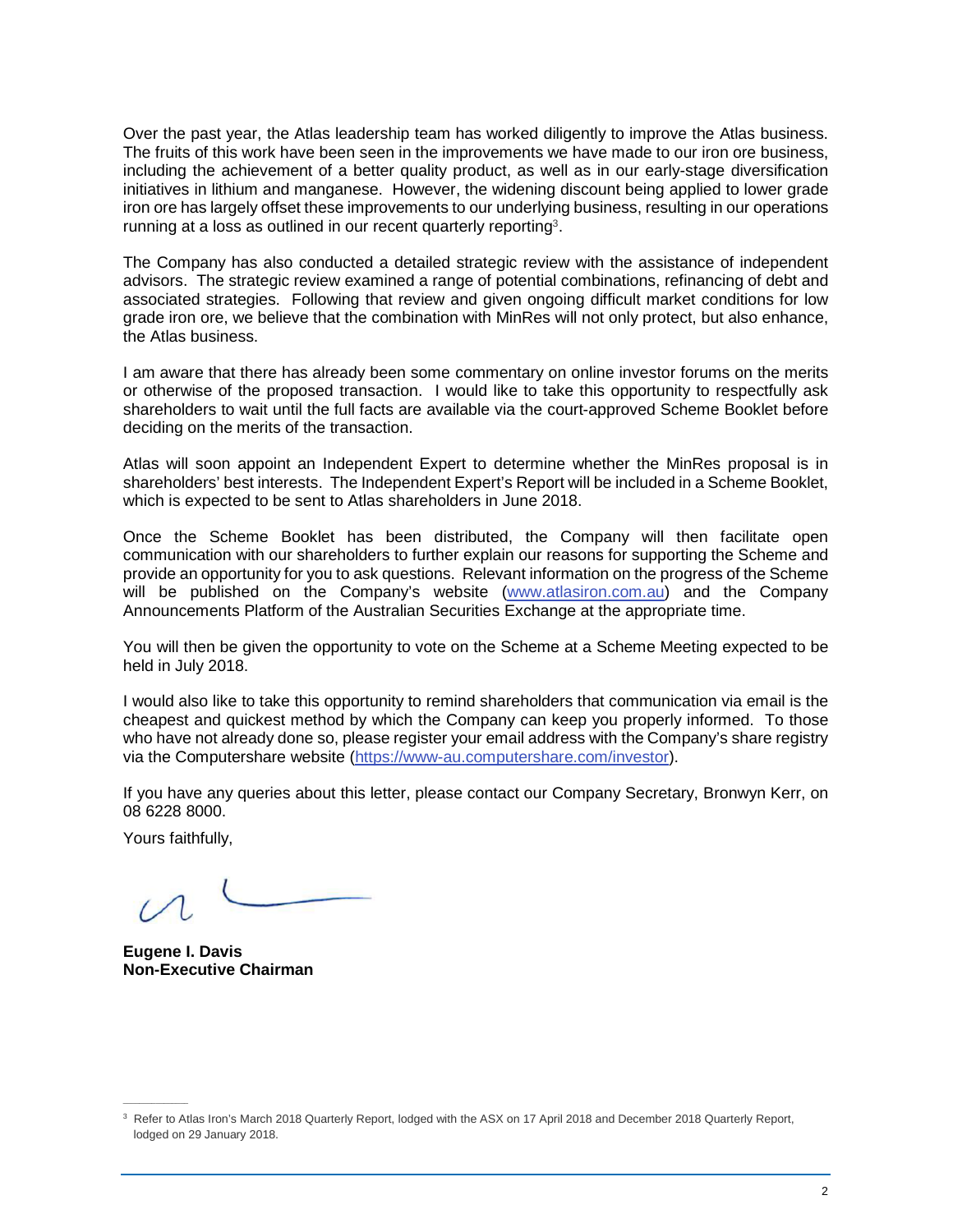Over the past year, the Atlas leadership team has worked diligently to improve the Atlas business. The fruits of this work have been seen in the improvements we have made to our iron ore business, including the achievement of a better quality product, as well as in our early-stage diversification initiatives in lithium and manganese. However, the widening discount being applied to lower grade iron ore has largely offset these improvements to our underlying business, resulting in our operations running at a loss as outlined in our recent quarterly reporting[3].

The Company has also conducted a detailed strategic review with the assistance of independent advisors. The strategic review examined a range of potential combinations, refinancing of debt and associated strategies. Following that review and given ongoing difficult market conditions for low grade iron ore, we believe that the combination with MinRes will not only protect, but also enhance, the Atlas business.

I am aware that there has already been some commentary on online investor forums on the merits or otherwise of the proposed transaction. I would like to take this opportunity to respectfully ask shareholders to wait until the full facts are available via the court-approved Scheme Booklet before deciding on the merits of the transaction.

Atlas will soon appoint an Independent Expert to determine whether the MinRes proposal is in shareholders' best interests. The Independent Expert's Report will be included in a Scheme Booklet, which is expected to be sent to Atlas shareholders in June 2018.

Once the Scheme Booklet has been distributed, the Company will then facilitate open communication with our shareholders to further explain our reasons for supporting the Scheme and provide an opportunity for you to ask questions. Relevant information on the progress of the Scheme will be published on the Company's website (www.atlasiron.com.au) and the Company Announcements Platform of the Australian Securities Exchange at the appropriate time.

You will then be given the opportunity to vote on the Scheme at a Scheme Meeting expected to be held in July 2018.

I would also like to take this opportunity to remind shareholders that communication via email is the cheapest and quickest method by which the Company can keep you properly informed. To those who have not already done so, please register your email address with the Company's share registry via the Computershare website (https://www-au.computershare.com/investor).

If you have any queries about this letter, please contact our Company Secretary, Bronwyn Kerr, on 08 6228 8000.

Yours faithfully,

**Eugene I. Davis**
**Non-Executive Chairman**

---

[3] Refer to Atlas Iron's March 2018 Quarterly Report, lodged with the ASX on 17 April 2018 and December 2018 Quarterly Report, lodged on 29 January 2018.